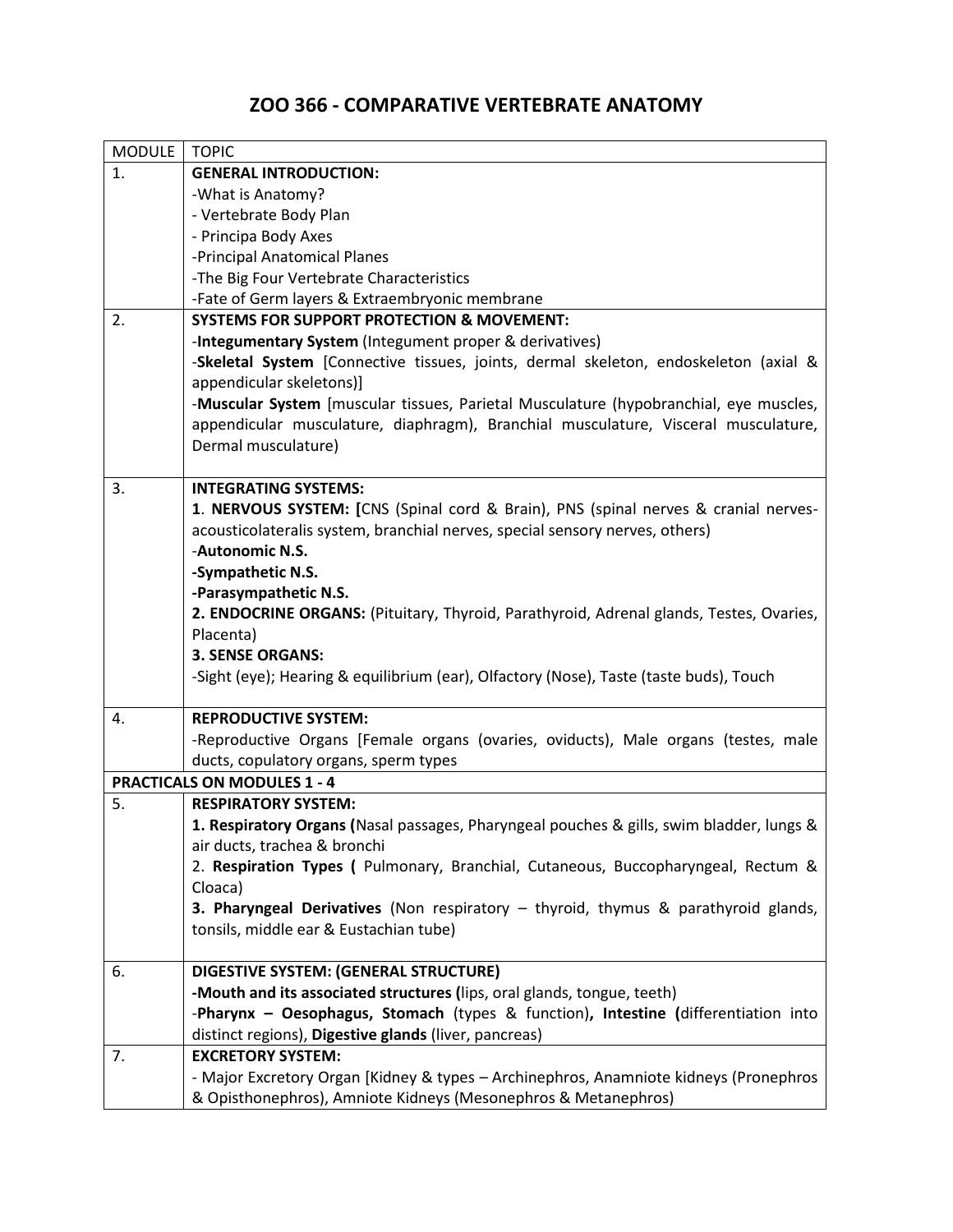# ZOO 366 - COMPARATIVE VERTEBRATE ANATOMY

| MODULE | TOPIC |
|---|---|
| 1. | **GENERAL INTRODUCTION:**<br>-What is Anatomy?<br>- Vertebrate Body Plan<br>- Principa Body Axes<br>-Principal Anatomical Planes<br>-The Big Four Vertebrate Characteristics<br>-Fate of Germ layers & Extraembryonic membrane |
| 2. | **SYSTEMS FOR SUPPORT PROTECTION & MOVEMENT:**<br>-**Integumentary System** (Integument proper & derivatives)<br>-**Skeletal System** [Connective tissues, joints, dermal skeleton, endoskeleton (axial & appendicular skeletons)]<br>-**Muscular System** [muscular tissues, Parietal Musculature (hypobranchial, eye muscles, appendicular musculature, diaphragm), Branchial musculature, Visceral musculature, Dermal musculature) |
| 3. | **INTEGRATING SYSTEMS:**<br>1. **NERVOUS SYSTEM: [**CNS (Spinal cord & Brain), PNS (spinal nerves & cranial nerves-acousticolateralis system, branchial nerves, special sensory nerves, others)<br>-**Autonomic N.S.**<br>**-Sympathetic N.S.**<br>**-Parasympathetic N.S.**<br>**2. ENDOCRINE ORGANS:** (Pituitary, Thyroid, Parathyroid, Adrenal glands, Testes, Ovaries, Placenta)<br>**3. SENSE ORGANS:**<br>-Sight (eye); Hearing & equilibrium (ear), Olfactory (Nose), Taste (taste buds), Touch |
| 4. | **REPRODUCTIVE SYSTEM:**<br>-Reproductive Organs [Female organs (ovaries, oviducts), Male organs (testes, male ducts, copulatory organs, sperm types |
| **PRACTICALS ON MODULES 1 - 4** | |
| 5. | **RESPIRATORY SYSTEM:**<br>**1. Respiratory Organs (**Nasal passages, Pharyngeal pouches & gills, swim bladder, lungs & air ducts, trachea & bronchi<br>2. **Respiration Types (** Pulmonary, Branchial, Cutaneous, Buccopharyngeal, Rectum & Cloaca)<br>**3. Pharyngeal Derivatives** (Non respiratory – thyroid, thymus & parathyroid glands, tonsils, middle ear & Eustachian tube) |
| 6. | **DIGESTIVE SYSTEM: (GENERAL STRUCTURE)**<br>**-Mouth and its associated structures (**lips, oral glands, tongue, teeth)<br>-**Pharynx – Oesophagus, Stomach** (types & function)**, Intestine (**differentiation into distinct regions), **Digestive glands** (liver, pancreas) |
| 7. | **EXCRETORY SYSTEM:**<br>- Major Excretory Organ [Kidney & types – Archinephros, Anamniote kidneys (Pronephros & Opisthonephros), Amniote Kidneys (Mesonephros & Metanephros) |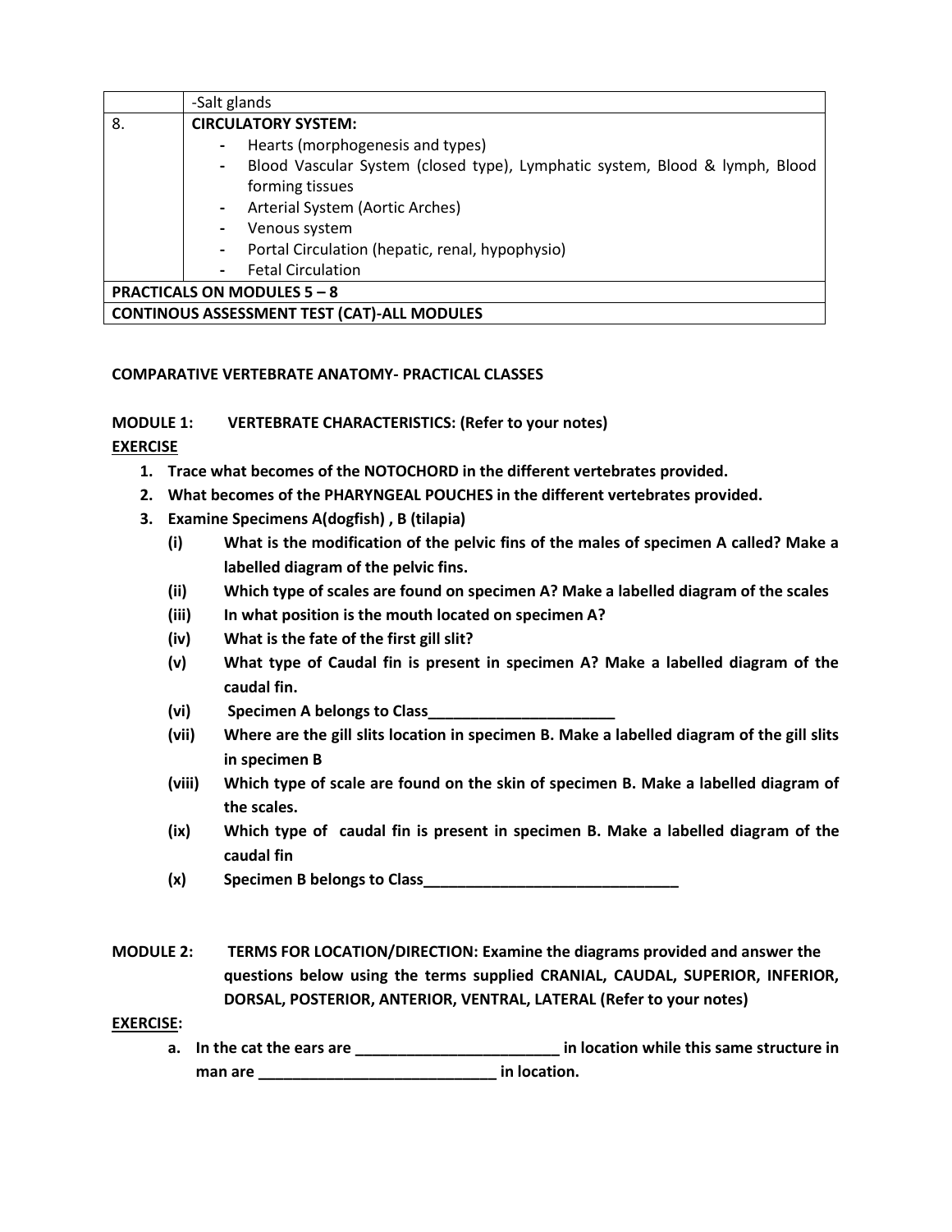| | |
|---|---|
| | -Salt glands |
| 8. | **CIRCULATORY SYSTEM:**<br>- Hearts (morphogenesis and types)<br>- Blood Vascular System (closed type), Lymphatic system, Blood & lymph, Blood forming tissues<br>- Arterial System (Aortic Arches)<br>- Venous system<br>- Portal Circulation (hepatic, renal, hypophysio)<br>- Fetal Circulation |
| **PRACTICALS ON MODULES 5 – 8** | |
| **CONTINOUS ASSESSMENT TEST (CAT)-ALL MODULES** | |

**COMPARATIVE VERTEBRATE ANATOMY- PRACTICAL CLASSES**

**MODULE 1: VERTEBRATE CHARACTERISTICS: (Refer to your notes)**

**EXERCISE**

1. **Trace what becomes of the NOTOCHORD in the different vertebrates provided.**
2. **What becomes of the PHARYNGEAL POUCHES in the different vertebrates provided.**
3. **Examine Specimens A(dogfish) , B (tilapia)**
   - **(i) What is the modification of the pelvic fins of the males of specimen A called? Make a labelled diagram of the pelvic fins.**
   - **(ii) Which type of scales are found on specimen A? Make a labelled diagram of the scales**
   - **(iii) In what position is the mouth located on specimen A?**
   - **(iv) What is the fate of the first gill slit?**
   - **(v) What type of Caudal fin is present in specimen A? Make a labelled diagram of the caudal fin.**
   - **(vi) Specimen A belongs to Class______________________**
   - **(vii) Where are the gill slits location in specimen B. Make a labelled diagram of the gill slits in specimen B**
   - **(viii) Which type of scale are found on the skin of specimen B. Make a labelled diagram of the scales.**
   - **(ix) Which type of caudal fin is present in specimen B. Make a labelled diagram of the caudal fin**
   - **(x) Specimen B belongs to Class______________________________**

**MODULE 2: TERMS FOR LOCATION/DIRECTION: Examine the diagrams provided and answer the questions below using the terms supplied CRANIAL, CAUDAL, SUPERIOR, INFERIOR, DORSAL, POSTERIOR, ANTERIOR, VENTRAL, LATERAL (Refer to your notes)**

**EXERCISE:**

- **a. In the cat the ears are ________________________ in location while this same structure in man are ____________________________ in location.**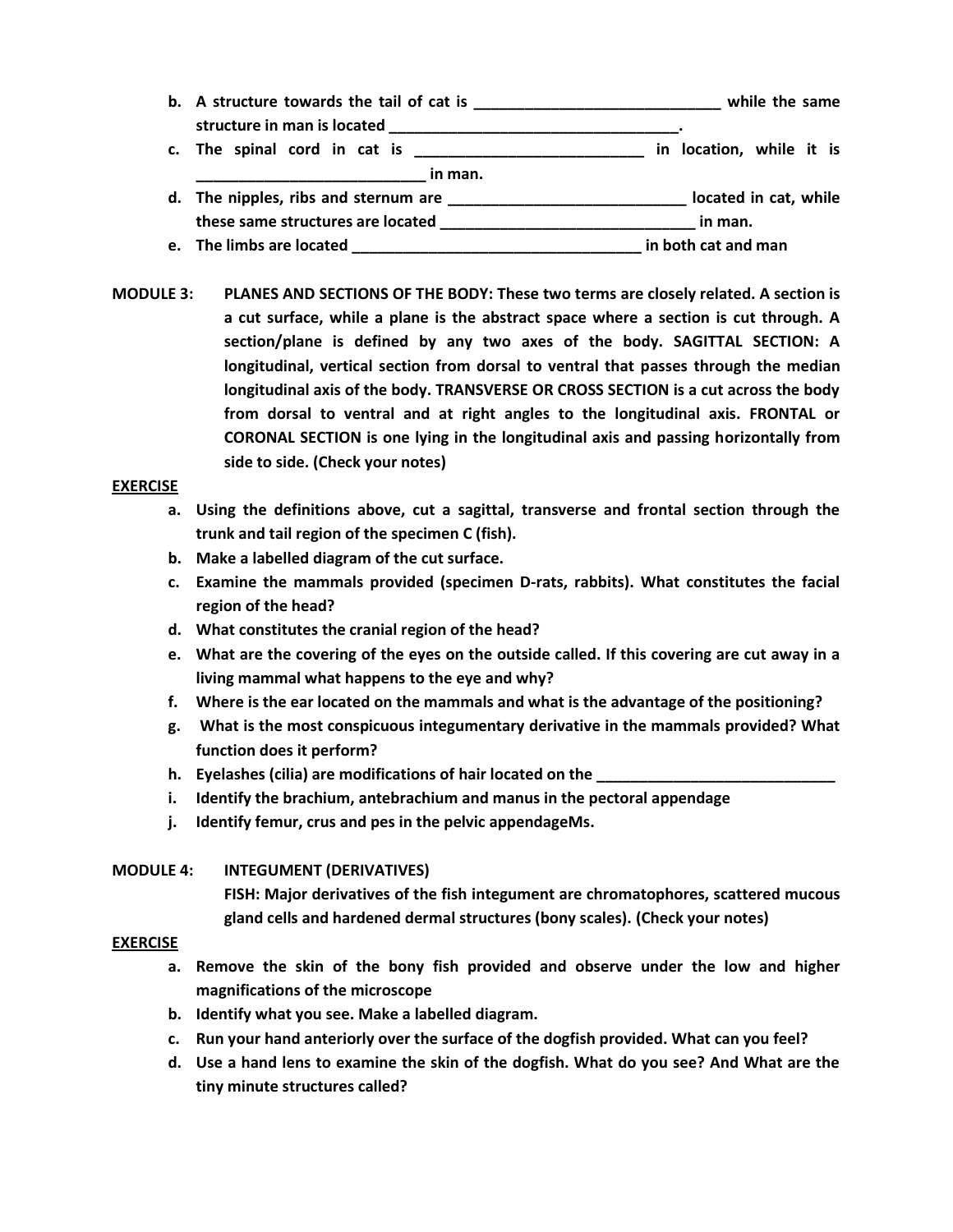b. A structure towards the tail of cat is ______________________________ while the same structure in man is located ___________________________________.

c. The spinal cord in cat is ___________________________ in location, while it is ___________________________ in man.

d. The nipples, ribs and sternum are ____________________________ located in cat, while these same structures are located ______________________________ in man.

e. The limbs are located __________________________________ in both cat and man

**MODULE 3: PLANES AND SECTIONS OF THE BODY: These two terms are closely related. A section is a cut surface, while a plane is the abstract space where a section is cut through. A section/plane is defined by any two axes of the body. SAGITTAL SECTION: A longitudinal, vertical section from dorsal to ventral that passes through the median longitudinal axis of the body. TRANSVERSE OR CROSS SECTION is a cut across the body from dorsal to ventral and at right angles to the longitudinal axis. FRONTAL or CORONAL SECTION is one lying in the longitudinal axis and passing horizontally from side to side. (Check your notes)**

**EXERCISE**

a. Using the definitions above, cut a sagittal, transverse and frontal section through the trunk and tail region of the specimen C (fish).

b. Make a labelled diagram of the cut surface.

c. Examine the mammals provided (specimen D-rats, rabbits). What constitutes the facial region of the head?

d. What constitutes the cranial region of the head?

e. What are the covering of the eyes on the outside called. If this covering are cut away in a living mammal what happens to the eye and why?

f. Where is the ear located on the mammals and what is the advantage of the positioning?

g. What is the most conspicuous integumentary derivative in the mammals provided? What function does it perform?

h. Eyelashes (cilia) are modifications of hair located on the ____________________________

i. Identify the brachium, antebrachium and manus in the pectoral appendage

j. Identify femur, crus and pes in the pelvic appendageMs.

**MODULE 4: INTEGUMENT (DERIVATIVES)**

**FISH: Major derivatives of the fish integument are chromatophores, scattered mucous gland cells and hardened dermal structures (bony scales). (Check your notes)**

**EXERCISE**

a. Remove the skin of the bony fish provided and observe under the low and higher magnifications of the microscope

b. Identify what you see. Make a labelled diagram.

c. Run your hand anteriorly over the surface of the dogfish provided. What can you feel?

d. Use a hand lens to examine the skin of the dogfish. What do you see? And What are the tiny minute structures called?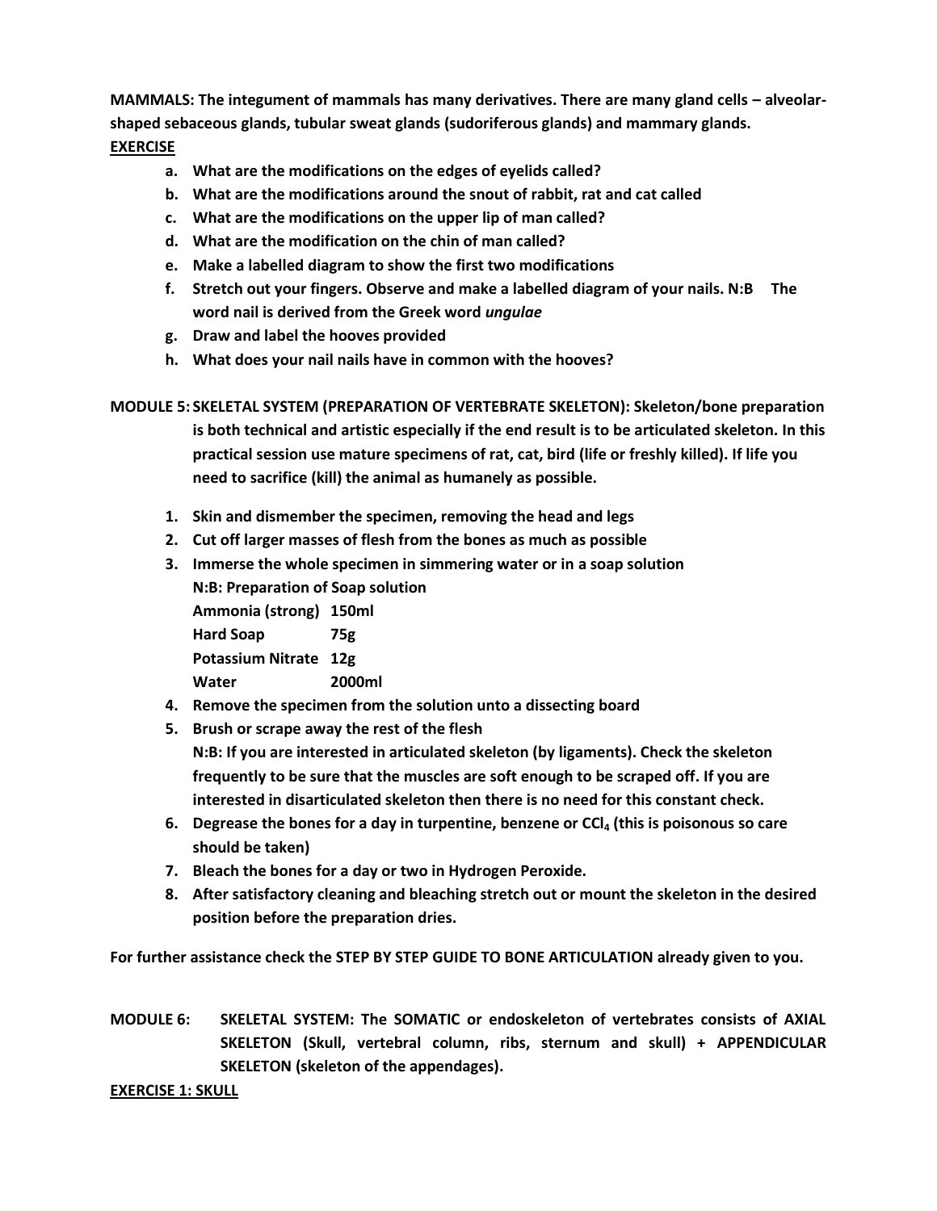**MAMMALS: The integument of mammals has many derivatives. There are many gland cells – alveolar-shaped sebaceous glands, tubular sweat glands (sudoriferous glands) and mammary glands.**

**EXERCISE**

a. **What are the modifications on the edges of eyelids called?**
b. **What are the modifications around the snout of rabbit, rat and cat called**
c. **What are the modifications on the upper lip of man called?**
d. **What are the modification on the chin of man called?**
e. **Make a labelled diagram to show the first two modifications**
f. **Stretch out your fingers. Observe and make a labelled diagram of your nails. N:B The word nail is derived from the Greek word *ungulae***
g. **Draw and label the hooves provided**
h. **What does your nail nails have in common with the hooves?**

**MODULE 5: SKELETAL SYSTEM (PREPARATION OF VERTEBRATE SKELETON): Skeleton/bone preparation is both technical and artistic especially if the end result is to be articulated skeleton. In this practical session use mature specimens of rat, cat, bird (life or freshly killed). If life you need to sacrifice (kill) the animal as humanely as possible.**

1. **Skin and dismember the specimen, removing the head and legs**
2. **Cut off larger masses of flesh from the bones as much as possible**
3. **Immerse the whole specimen in simmering water or in a soap solution**
   **N:B: Preparation of Soap solution**

   | | |
   |---|---|
   | **Ammonia (strong)** | **150ml** |
   | **Hard Soap** | **75g** |
   | **Potassium Nitrate** | **12g** |
   | **Water** | **2000ml** |

4. **Remove the specimen from the solution unto a dissecting board**
5. **Brush or scrape away the rest of the flesh**
   **N:B: If you are interested in articulated skeleton (by ligaments). Check the skeleton frequently to be sure that the muscles are soft enough to be scraped off. If you are interested in disarticulated skeleton then there is no need for this constant check.**
6. **Degrease the bones for a day in turpentine, benzene or $CCl_4$ (this is poisonous so care should be taken)**
7. **Bleach the bones for a day or two in Hydrogen Peroxide.**
8. **After satisfactory cleaning and bleaching stretch out or mount the skeleton in the desired position before the preparation dries.**

**For further assistance check the STEP BY STEP GUIDE TO BONE ARTICULATION already given to you.**

**MODULE 6: SKELETAL SYSTEM: The SOMATIC or endoskeleton of vertebrates consists of AXIAL SKELETON (Skull, vertebral column, ribs, sternum and skull) + APPENDICULAR SKELETON (skeleton of the appendages).**

**EXERCISE 1: SKULL**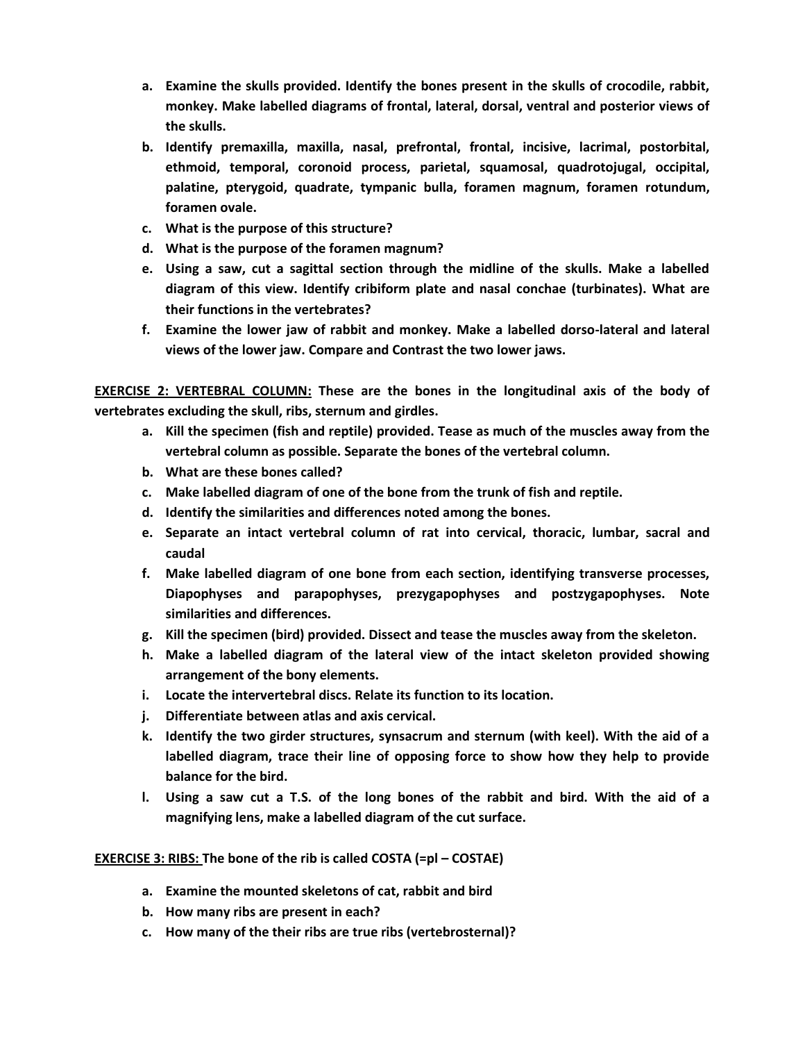a. **Examine the skulls provided. Identify the bones present in the skulls of crocodile, rabbit, monkey. Make labelled diagrams of frontal, lateral, dorsal, ventral and posterior views of the skulls.**
b. **Identify premaxilla, maxilla, nasal, prefrontal, frontal, incisive, lacrimal, postorbital, ethmoid, temporal, coronoid process, parietal, squamosal, quadrotojugal, occipital, palatine, pterygoid, quadrate, tympanic bulla, foramen magnum, foramen rotundum, foramen ovale.**
c. **What is the purpose of this structure?**
d. **What is the purpose of the foramen magnum?**
e. **Using a saw, cut a sagittal section through the midline of the skulls. Make a labelled diagram of this view. Identify cribiform plate and nasal conchae (turbinates). What are their functions in the vertebrates?**
f. **Examine the lower jaw of rabbit and monkey. Make a labelled dorso-lateral and lateral views of the lower jaw. Compare and Contrast the two lower jaws.**

**<u>EXERCISE 2: VERTEBRAL COLUMN:</u> These are the bones in the longitudinal axis of the body of vertebrates excluding the skull, ribs, sternum and girdles.**

a. **Kill the specimen (fish and reptile) provided. Tease as much of the muscles away from the vertebral column as possible. Separate the bones of the vertebral column.**
b. **What are these bones called?**
c. **Make labelled diagram of one of the bone from the trunk of fish and reptile.**
d. **Identify the similarities and differences noted among the bones.**
e. **Separate an intact vertebral column of rat into cervical, thoracic, lumbar, sacral and caudal**
f. **Make labelled diagram of one bone from each section, identifying transverse processes, Diapophyses and parapophyses, prezygapophyses and postzygapophyses. Note similarities and differences.**
g. **Kill the specimen (bird) provided. Dissect and tease the muscles away from the skeleton.**
h. **Make a labelled diagram of the lateral view of the intact skeleton provided showing arrangement of the bony elements.**
i. **Locate the intervertebral discs. Relate its function to its location.**
j. **Differentiate between atlas and axis cervical.**
k. **Identify the two girder structures, synsacrum and sternum (with keel). With the aid of a labelled diagram, trace their line of opposing force to show how they help to provide balance for the bird.**
l. **Using a saw cut a T.S. of the long bones of the rabbit and bird. With the aid of a magnifying lens, make a labelled diagram of the cut surface.**

**<u>EXERCISE 3: RIBS:</u> The bone of the rib is called COSTA (=pl – COSTAE)**

a. **Examine the mounted skeletons of cat, rabbit and bird**
b. **How many ribs are present in each?**
c. **How many of the their ribs are true ribs (vertebrosternal)?**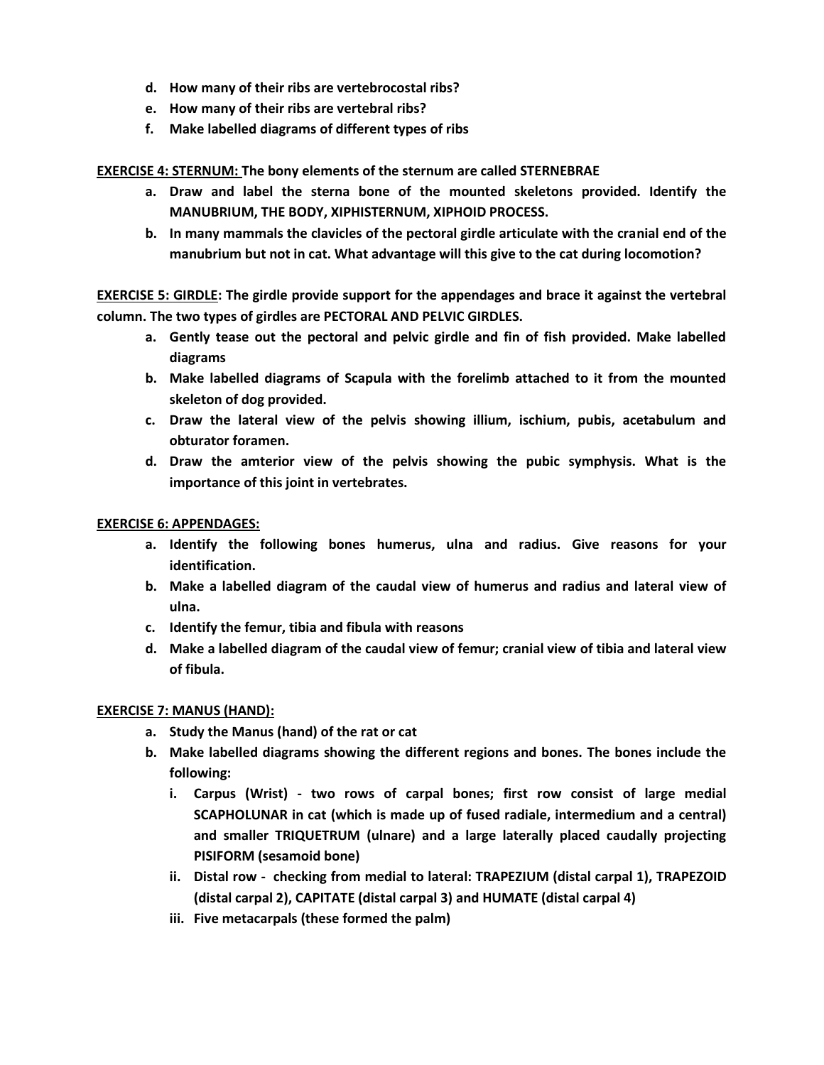d. **How many of their ribs are vertebrocostal ribs?**
e. **How many of their ribs are vertebral ribs?**
f. **Make labelled diagrams of different types of ribs**

**<u>EXERCISE 4: STERNUM:</u> The bony elements of the sternum are called STERNEBRAE**

a. **Draw and label the sterna bone of the mounted skeletons provided. Identify the MANUBRIUM, THE BODY, XIPHISTERNUM, XIPHOID PROCESS.**
b. **In many mammals the clavicles of the pectoral girdle articulate with the cranial end of the manubrium but not in cat. What advantage will this give to the cat during locomotion?**

**<u>EXERCISE 5: GIRDLE</u>: The girdle provide support for the appendages and brace it against the vertebral column. The two types of girdles are PECTORAL AND PELVIC GIRDLES.**

a. **Gently tease out the pectoral and pelvic girdle and fin of fish provided. Make labelled diagrams**
b. **Make labelled diagrams of Scapula with the forelimb attached to it from the mounted skeleton of dog provided.**
c. **Draw the lateral view of the pelvis showing illium, ischium, pubis, acetabulum and obturator foramen.**
d. **Draw the amterior view of the pelvis showing the pubic symphysis. What is the importance of this joint in vertebrates.**

**<u>EXERCISE 6: APPENDAGES:</u>**

a. **Identify the following bones humerus, ulna and radius. Give reasons for your identification.**
b. **Make a labelled diagram of the caudal view of humerus and radius and lateral view of ulna.**
c. **Identify the femur, tibia and fibula with reasons**
d. **Make a labelled diagram of the caudal view of femur; cranial view of tibia and lateral view of fibula.**

**<u>EXERCISE 7: MANUS (HAND):</u>**

a. **Study the Manus (hand) of the rat or cat**
b. **Make labelled diagrams showing the different regions and bones. The bones include the following:**
   i. **Carpus (Wrist) - two rows of carpal bones; first row consist of large medial SCAPHOLUNAR in cat (which is made up of fused radiale, intermedium and a central) and smaller TRIQUETRUM (ulnare) and a large laterally placed caudally projecting PISIFORM (sesamoid bone)**
   ii. **Distal row - checking from medial to lateral: TRAPEZIUM (distal carpal 1), TRAPEZOID (distal carpal 2), CAPITATE (distal carpal 3) and HUMATE (distal carpal 4)**
   iii. **Five metacarpals (these formed the palm)**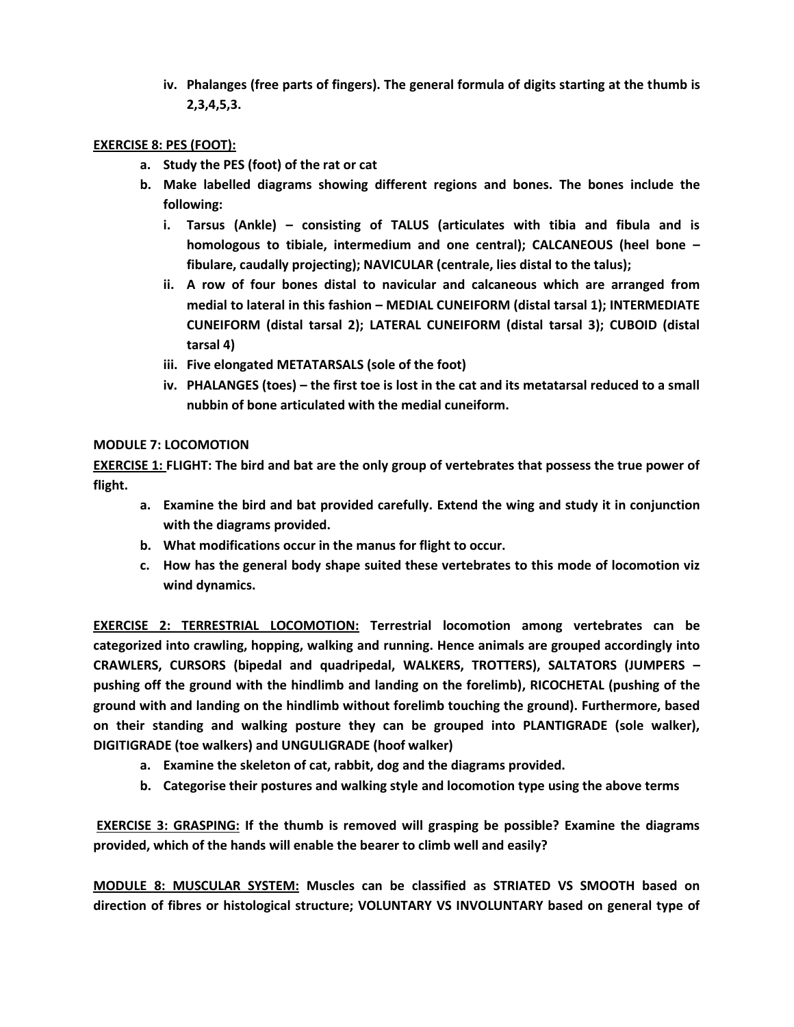iv. **Phalanges (free parts of fingers). The general formula of digits starting at the thumb is 2,3,4,5,3.**

**<u>EXERCISE 8: PES (FOOT):</u>**

a. **Study the PES (foot) of the rat or cat**
b. **Make labelled diagrams showing different regions and bones. The bones include the following:**
   i. **Tarsus (Ankle) – consisting of TALUS (articulates with tibia and fibula and is homologous to tibiale, intermedium and one central); CALCANEOUS (heel bone – fibulare, caudally projecting); NAVICULAR (centrale, lies distal to the talus);**
   ii. **A row of four bones distal to navicular and calcaneous which are arranged from medial to lateral in this fashion – MEDIAL CUNEIFORM (distal tarsal 1); INTERMEDIATE CUNEIFORM (distal tarsal 2); LATERAL CUNEIFORM (distal tarsal 3); CUBOID (distal tarsal 4)**
   iii. **Five elongated METATARSALS (sole of the foot)**
   iv. **PHALANGES (toes) – the first toe is lost in the cat and its metatarsal reduced to a small nubbin of bone articulated with the medial cuneiform.**

**MODULE 7: LOCOMOTION**

**<u>EXERCISE 1:</u> FLIGHT: The bird and bat are the only group of vertebrates that possess the true power of flight.**

a. **Examine the bird and bat provided carefully. Extend the wing and study it in conjunction with the diagrams provided.**
b. **What modifications occur in the manus for flight to occur.**
c. **How has the general body shape suited these vertebrates to this mode of locomotion viz wind dynamics.**

**<u>EXERCISE 2: TERRESTRIAL LOCOMOTION:</u> Terrestrial locomotion among vertebrates can be categorized into crawling, hopping, walking and running. Hence animals are grouped accordingly into CRAWLERS, CURSORS (bipedal and quadripedal, WALKERS, TROTTERS), SALTATORS (JUMPERS – pushing off the ground with the hindlimb and landing on the forelimb), RICOCHETAL (pushing of the ground with and landing on the hindlimb without forelimb touching the ground). Furthermore, based on their standing and walking posture they can be grouped into PLANTIGRADE (sole walker), DIGITIGRADE (toe walkers) and UNGULIGRADE (hoof walker)**

a. **Examine the skeleton of cat, rabbit, dog and the diagrams provided.**
b. **Categorise their postures and walking style and locomotion type using the above terms**

**<u>EXERCISE 3: GRASPING:</u> If the thumb is removed will grasping be possible? Examine the diagrams provided, which of the hands will enable the bearer to climb well and easily?**

**<u>MODULE 8: MUSCULAR SYSTEM:</u> Muscles can be classified as STRIATED VS SMOOTH based on direction of fibres or histological structure; VOLUNTARY VS INVOLUNTARY based on general type of**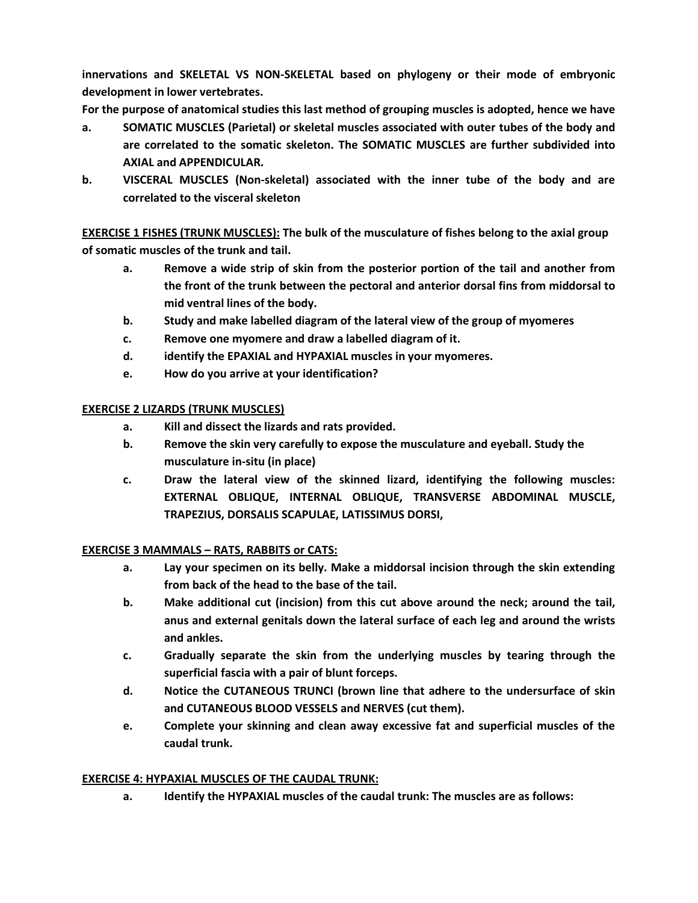**innervations and SKELETAL VS NON-SKELETAL based on phylogeny or their mode of embryonic development in lower vertebrates.**

**For the purpose of anatomical studies this last method of grouping muscles is adopted, hence we have**

- **a. SOMATIC MUSCLES (Parietal) or skeletal muscles associated with outer tubes of the body and are correlated to the somatic skeleton. The SOMATIC MUSCLES are further subdivided into AXIAL and APPENDICULAR.**
- **b. VISCERAL MUSCLES (Non-skeletal) associated with the inner tube of the body and are correlated to the visceral skeleton**

**<u>EXERCISE 1 FISHES (TRUNK MUSCLES):</u> The bulk of the musculature of fishes belong to the axial group of somatic muscles of the trunk and tail.**

- **a. Remove a wide strip of skin from the posterior portion of the tail and another from the front of the trunk between the pectoral and anterior dorsal fins from middorsal to mid ventral lines of the body.**
- **b. Study and make labelled diagram of the lateral view of the group of myomeres**
- **c. Remove one myomere and draw a labelled diagram of it.**
- **d. identify the EPAXIAL and HYPAXIAL muscles in your myomeres.**
- **e. How do you arrive at your identification?**

**<u>EXERCISE 2 LIZARDS (TRUNK MUSCLES)</u>**

- **a. Kill and dissect the lizards and rats provided.**
- **b. Remove the skin very carefully to expose the musculature and eyeball. Study the musculature in-situ (in place)**
- **c. Draw the lateral view of the skinned lizard, identifying the following muscles: EXTERNAL OBLIQUE, INTERNAL OBLIQUE, TRANSVERSE ABDOMINAL MUSCLE, TRAPEZIUS, DORSALIS SCAPULAE, LATISSIMUS DORSI,**

**<u>EXERCISE 3 MAMMALS – RATS, RABBITS or CATS:</u>**

- **a. Lay your specimen on its belly. Make a middorsal incision through the skin extending from back of the head to the base of the tail.**
- **b. Make additional cut (incision) from this cut above around the neck; around the tail, anus and external genitals down the lateral surface of each leg and around the wrists and ankles.**
- **c. Gradually separate the skin from the underlying muscles by tearing through the superficial fascia with a pair of blunt forceps.**
- **d. Notice the CUTANEOUS TRUNCI (brown line that adhere to the undersurface of skin and CUTANEOUS BLOOD VESSELS and NERVES (cut them).**
- **e. Complete your skinning and clean away excessive fat and superficial muscles of the caudal trunk.**

**<u>EXERCISE 4: HYPAXIAL MUSCLES OF THE CAUDAL TRUNK:</u>**

- **a. Identify the HYPAXIAL muscles of the caudal trunk: The muscles are as follows:**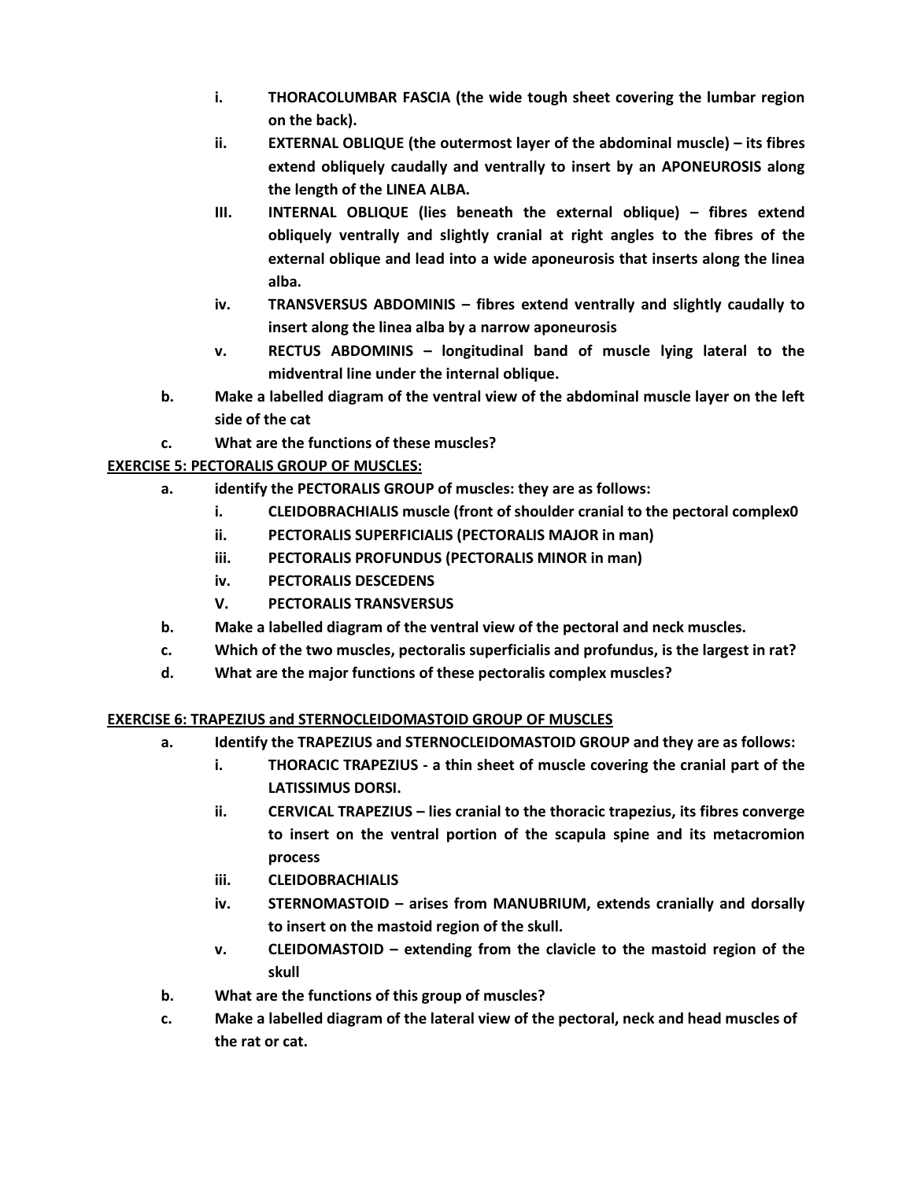i. **THORACOLUMBAR FASCIA (the wide tough sheet covering the lumbar region on the back).**

ii. **EXTERNAL OBLIQUE (the outermost layer of the abdominal muscle) – its fibres extend obliquely caudally and ventrally to insert by an APONEUROSIS along the length of the LINEA ALBA.**

III. **INTERNAL OBLIQUE (lies beneath the external oblique) – fibres extend obliquely ventrally and slightly cranial at right angles to the fibres of the external oblique and lead into a wide aponeurosis that inserts along the linea alba.**

iv. **TRANSVERSUS ABDOMINIS – fibres extend ventrally and slightly caudally to insert along the linea alba by a narrow aponeurosis**

v. **RECTUS ABDOMINIS – longitudinal band of muscle lying lateral to the midventral line under the internal oblique.**

b. **Make a labelled diagram of the ventral view of the abdominal muscle layer on the left side of the cat**

c. **What are the functions of these muscles?**

**EXERCISE 5: PECTORALIS GROUP OF MUSCLES:**

a. **identify the PECTORALIS GROUP of muscles: they are as follows:**

   i. **CLEIDOBRACHIALIS muscle (front of shoulder cranial to the pectoral complex0**

   ii. **PECTORALIS SUPERFICIALIS (PECTORALIS MAJOR in man)**

   iii. **PECTORALIS PROFUNDUS (PECTORALIS MINOR in man)**

   iv. **PECTORALIS DESCEDENS**

   V. **PECTORALIS TRANSVERSUS**

b. **Make a labelled diagram of the ventral view of the pectoral and neck muscles.**

c. **Which of the two muscles, pectoralis superficialis and profundus, is the largest in rat?**

d. **What are the major functions of these pectoralis complex muscles?**

**EXERCISE 6: TRAPEZIUS and STERNOCLEIDOMASTOID GROUP OF MUSCLES**

a. **Identify the TRAPEZIUS and STERNOCLEIDOMASTOID GROUP and they are as follows:**

   i. **THORACIC TRAPEZIUS - a thin sheet of muscle covering the cranial part of the LATISSIMUS DORSI.**

   ii. **CERVICAL TRAPEZIUS – lies cranial to the thoracic trapezius, its fibres converge to insert on the ventral portion of the scapula spine and its metacromion process**

   iii. **CLEIDOBRACHIALIS**

   iv. **STERNOMASTOID – arises from MANUBRIUM, extends cranially and dorsally to insert on the mastoid region of the skull.**

   v. **CLEIDOMASTOID – extending from the clavicle to the mastoid region of the skull**

b. **What are the functions of this group of muscles?**

c. **Make a labelled diagram of the lateral view of the pectoral, neck and head muscles of the rat or cat.**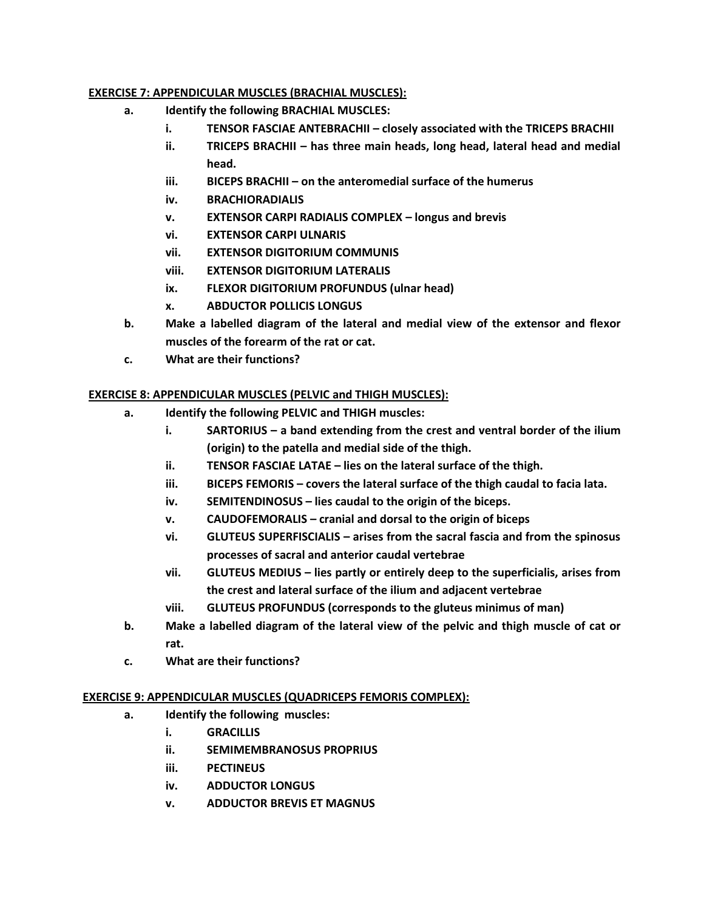**EXERCISE 7: APPENDICULAR MUSCLES (BRACHIAL MUSCLES):**

a. **Identify the following BRACHIAL MUSCLES:**
   i. **TENSOR FASCIAE ANTEBRACHII – closely associated with the TRICEPS BRACHII**
   ii. **TRICEPS BRACHII – has three main heads, long head, lateral head and medial head.**
   iii. **BICEPS BRACHII – on the anteromedial surface of the humerus**
   iv. **BRACHIORADIALIS**
   v. **EXTENSOR CARPI RADIALIS COMPLEX – longus and brevis**
   vi. **EXTENSOR CARPI ULNARIS**
   vii. **EXTENSOR DIGITORIUM COMMUNIS**
   viii. **EXTENSOR DIGITORIUM LATERALIS**
   ix. **FLEXOR DIGITORIUM PROFUNDUS (ulnar head)**
   x. **ABDUCTOR POLLICIS LONGUS**

b. **Make a labelled diagram of the lateral and medial view of the extensor and flexor muscles of the forearm of the rat or cat.**

c. **What are their functions?**

**EXERCISE 8: APPENDICULAR MUSCLES (PELVIC and THIGH MUSCLES):**

a. **Identify the following PELVIC and THIGH muscles:**
   i. **SARTORIUS – a band extending from the crest and ventral border of the ilium (origin) to the patella and medial side of the thigh.**
   ii. **TENSOR FASCIAE LATAE – lies on the lateral surface of the thigh.**
   iii. **BICEPS FEMORIS – covers the lateral surface of the thigh caudal to facia lata.**
   iv. **SEMITENDINOSUS – lies caudal to the origin of the biceps.**
   v. **CAUDOFEMORALIS – cranial and dorsal to the origin of biceps**
   vi. **GLUTEUS SUPERFISCIALIS – arises from the sacral fascia and from the spinosus processes of sacral and anterior caudal vertebrae**
   vii. **GLUTEUS MEDIUS – lies partly or entirely deep to the superficialis, arises from the crest and lateral surface of the ilium and adjacent vertebrae**
   viii. **GLUTEUS PROFUNDUS (corresponds to the gluteus minimus of man)**

b. **Make a labelled diagram of the lateral view of the pelvic and thigh muscle of cat or rat.**

c. **What are their functions?**

**EXERCISE 9: APPENDICULAR MUSCLES (QUADRICEPS FEMORIS COMPLEX):**

a. **Identify the following muscles:**
   i. **GRACILLIS**
   ii. **SEMIMEMBRANOSUS PROPRIUS**
   iii. **PECTINEUS**
   iv. **ADDUCTOR LONGUS**
   v. **ADDUCTOR BREVIS ET MAGNUS**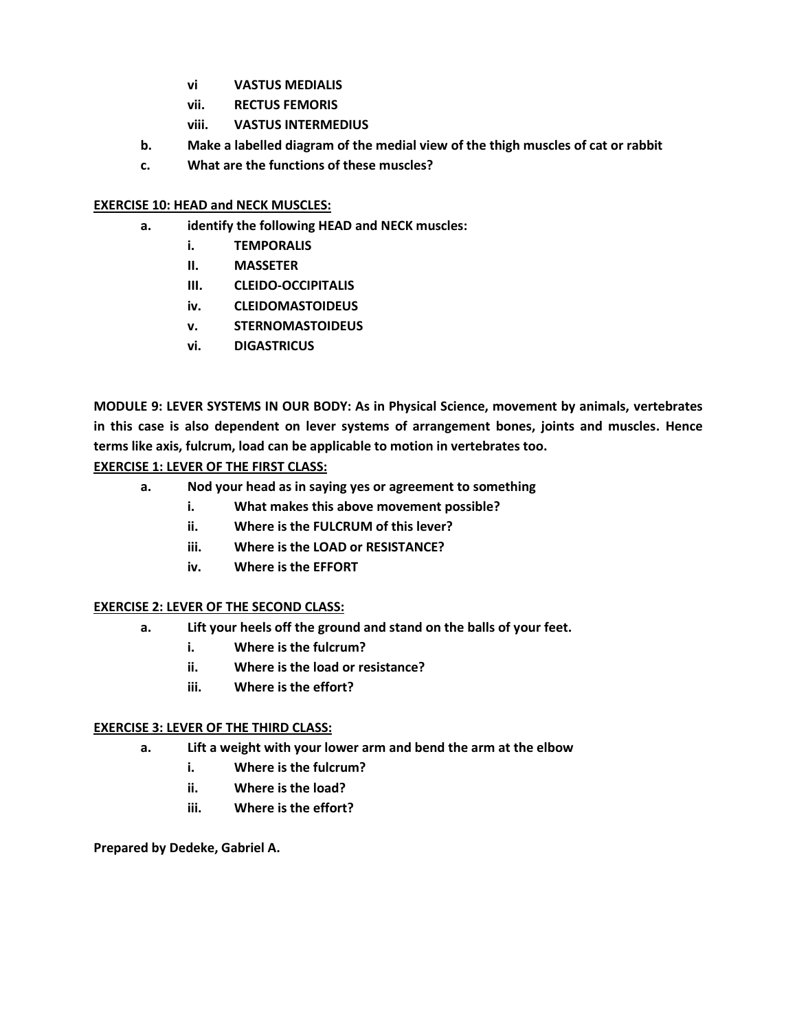- vi VASTUS MEDIALIS
- vii. RECTUS FEMORIS
- viii. VASTUS INTERMEDIUS

**b.** **Make a labelled diagram of the medial view of the thigh muscles of cat or rabbit**

**c.** **What are the functions of these muscles?**

**EXERCISE 10: HEAD and NECK MUSCLES:**

**a.** **identify the following HEAD and NECK muscles:**

- i. TEMPORALIS
- II. MASSETER
- III. CLEIDO-OCCIPITALIS
- iv. CLEIDOMASTOIDEUS
- v. STERNOMASTOIDEUS
- vi. DIGASTRICUS

**MODULE 9: LEVER SYSTEMS IN OUR BODY: As in Physical Science, movement by animals, vertebrates in this case is also dependent on lever systems of arrangement bones, joints and muscles. Hence terms like axis, fulcrum, load can be applicable to motion in vertebrates too.**

**EXERCISE 1: LEVER OF THE FIRST CLASS:**

**a.** **Nod your head as in saying yes or agreement to something**

- i. What makes this above movement possible?
- ii. Where is the FULCRUM of this lever?
- iii. Where is the LOAD or RESISTANCE?
- iv. Where is the EFFORT

**EXERCISE 2: LEVER OF THE SECOND CLASS:**

**a.** **Lift your heels off the ground and stand on the balls of your feet.**

- i. Where is the fulcrum?
- ii. Where is the load or resistance?
- iii. Where is the effort?

**EXERCISE 3: LEVER OF THE THIRD CLASS:**

**a.** **Lift a weight with your lower arm and bend the arm at the elbow**

- i. Where is the fulcrum?
- ii. Where is the load?
- iii. Where is the effort?

**Prepared by Dedeke, Gabriel A.**